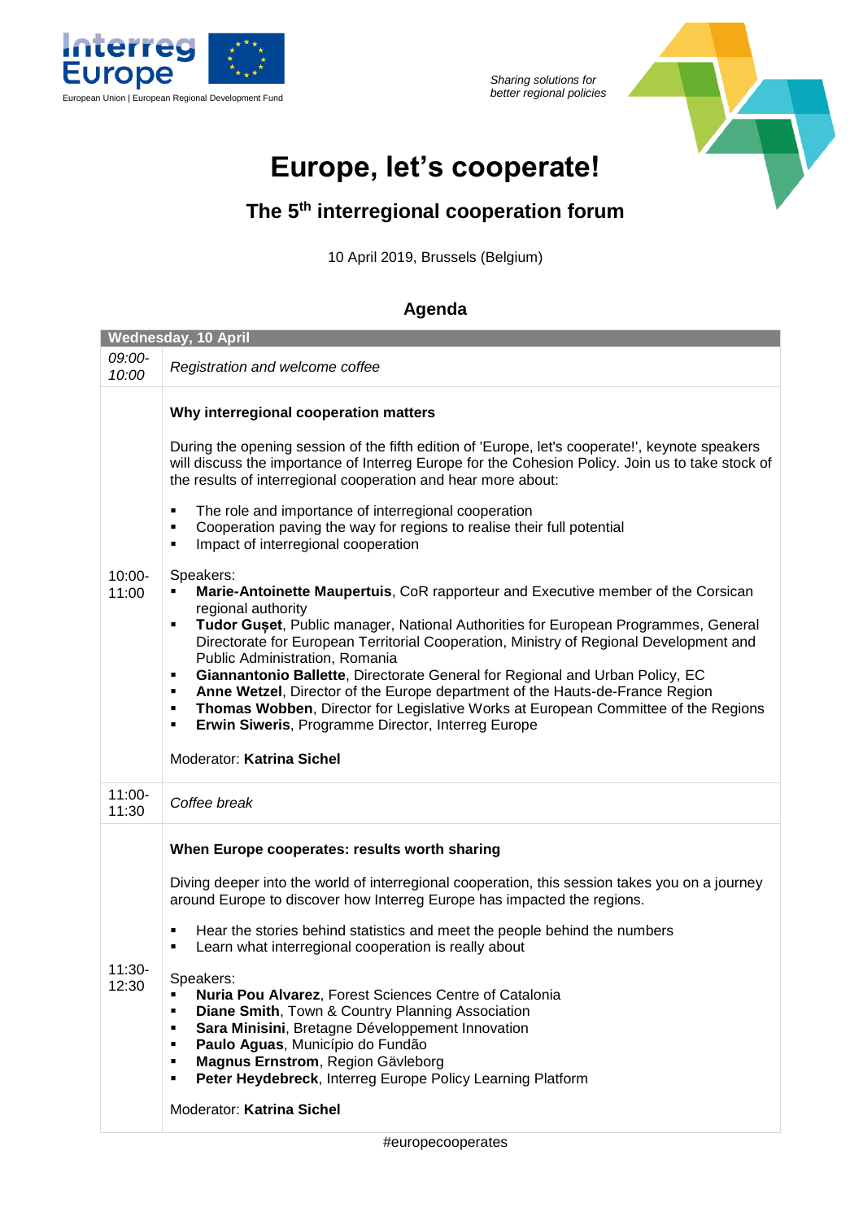Interreg Europe

European Union | European Regional Development Fund

*Sharing solutions for better regional policies*

# Europe, let's cooperate!

## The 5th interregional cooperation forum

10 April 2019, Brussels (Belgium)

### Agenda

| Wednesday, 10 April | |
|---|---|
| *09:00-10:00* | *Registration and welcome coffee* |
| 10:00-11:00 | **Why interregional cooperation matters**<br><br>During the opening session of the fifth edition of 'Europe, let's cooperate!', keynote speakers will discuss the importance of Interreg Europe for the Cohesion Policy. Join us to take stock of the results of interregional cooperation and hear more about:<br><br>▪ The role and importance of interregional cooperation<br>▪ Cooperation paving the way for regions to realise their full potential<br>▪ Impact of interregional cooperation<br><br>Speakers:<br>▪ **Marie-Antoinette Maupertuis**, CoR rapporteur and Executive member of the Corsican regional authority<br>▪ **Tudor Gușet**, Public manager, National Authorities for European Programmes, General Directorate for European Territorial Cooperation, Ministry of Regional Development and Public Administration, Romania<br>▪ **Giannantonio Ballette**, Directorate General for Regional and Urban Policy, EC<br>▪ **Anne Wetzel**, Director of the Europe department of the Hauts-de-France Region<br>▪ **Thomas Wobben**, Director for Legislative Works at European Committee of the Regions<br>▪ **Erwin Siweris**, Programme Director, Interreg Europe<br><br>Moderator: **Katrina Sichel** |
| 11:00-11:30 | *Coffee break* |
| 11:30-12:30 | **When Europe cooperates: results worth sharing**<br><br>Diving deeper into the world of interregional cooperation, this session takes you on a journey around Europe to discover how Interreg Europe has impacted the regions.<br><br>▪ Hear the stories behind statistics and meet the people behind the numbers<br>▪ Learn what interregional cooperation is really about<br><br>Speakers:<br>▪ **Nuria Pou Alvarez**, Forest Sciences Centre of Catalonia<br>▪ **Diane Smith**, Town & Country Planning Association<br>▪ **Sara Minisini**, Bretagne Développement Innovation<br>▪ **Paulo Aguas**, Município do Fundão<br>▪ **Magnus Ernstrom**, Region Gävleborg<br>▪ **Peter Heydebreck**, Interreg Europe Policy Learning Platform<br><br>Moderator: **Katrina Sichel** |

#europecooperates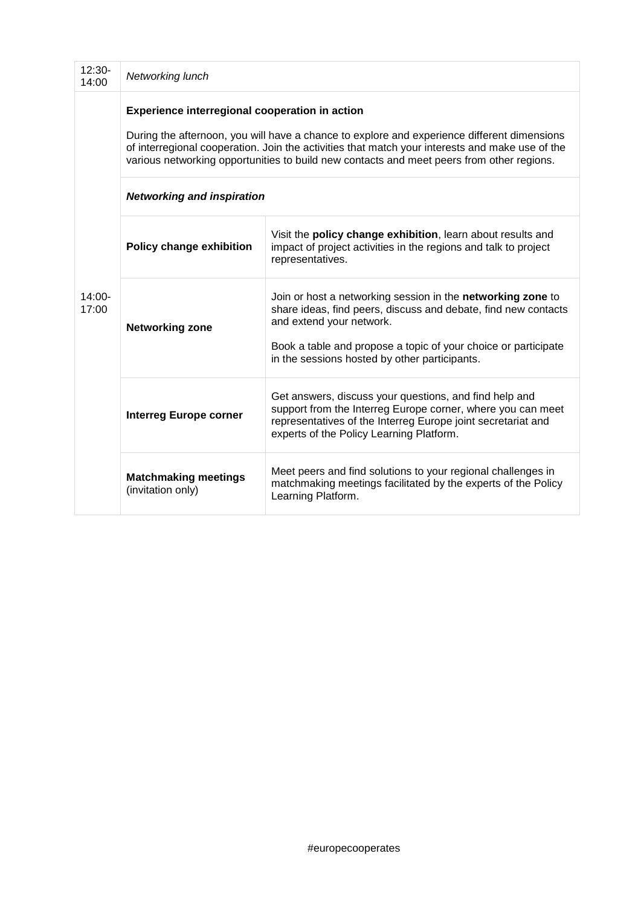| | | |
|---|---|---|
| 12:30-14:00 | *Networking lunch* | |
| 14:00-17:00 | **Experience interregional cooperation in action**<br><br>During the afternoon, you will have a chance to explore and experience different dimensions of interregional cooperation. Join the activities that match your interests and make use of the various networking opportunities to build new contacts and meet peers from other regions. | |
| | ***Networking and inspiration*** | |
| | **Policy change exhibition** | Visit the **policy change exhibition**, learn about results and impact of project activities in the regions and talk to project representatives. |
| | **Networking zone** | Join or host a networking session in the **networking zone** to share ideas, find peers, discuss and debate, find new contacts and extend your network.<br><br>Book a table and propose a topic of your choice or participate in the sessions hosted by other participants. |
| | **Interreg Europe corner** | Get answers, discuss your questions, and find help and support from the Interreg Europe corner, where you can meet representatives of the Interreg Europe joint secretariat and experts of the Policy Learning Platform. |
| | **Matchmaking meetings** (invitation only) | Meet peers and find solutions to your regional challenges in matchmaking meetings facilitated by the experts of the Policy Learning Platform. |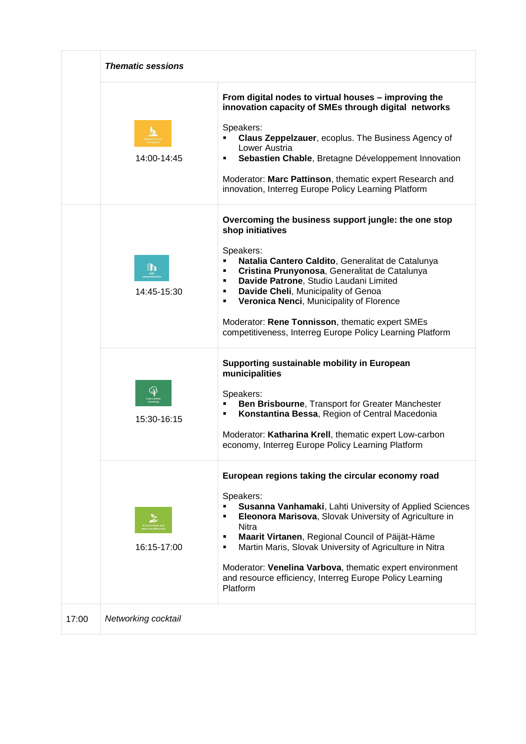| | | |
|---|---|---|
| | ***Thematic sessions*** | |
| | 14:00-14:45 | **From digital nodes to virtual houses – improving the innovation capacity of SMEs through digital networks**<br><br>Speakers:<br>▪ **Claus Zeppelzauer**, ecoplus. The Business Agency of Lower Austria<br>▪ **Sebastien Chable**, Bretagne Développement Innovation<br><br>Moderator: **Marc Pattinson**, thematic expert Research and innovation, Interreg Europe Policy Learning Platform |
| | 14:45-15:30 | **Overcoming the business support jungle: the one stop shop initiatives**<br><br>Speakers:<br>▪ **Natalia Cantero Caldito**, Generalitat de Catalunya<br>▪ **Cristina Prunyonosa**, Generalitat de Catalunya<br>▪ **Davide Patrone**, Studio Laudani Limited<br>▪ **Davide Cheli**, Municipality of Genoa<br>▪ **Veronica Nenci**, Municipality of Florence<br><br>Moderator: **Rene Tonnisson**, thematic expert SMEs competitiveness, Interreg Europe Policy Learning Platform |
| | 15:30-16:15 | **Supporting sustainable mobility in European municipalities**<br><br>Speakers:<br>▪ **Ben Brisbourne**, Transport for Greater Manchester<br>▪ **Konstantina Bessa**, Region of Central Macedonia<br><br>Moderator: **Katharina Krell**, thematic expert Low-carbon economy, Interreg Europe Policy Learning Platform |
| | 16:15-17:00 | **European regions taking the circular economy road**<br><br>Speakers:<br>▪ **Susanna Vanhamaki**, Lahti University of Applied Sciences<br>▪ **Eleonora Marisova**, Slovak University of Agriculture in Nitra<br>▪ **Maarit Virtanen**, Regional Council of Päijät-Häme<br>▪ Martin Maris, Slovak University of Agriculture in Nitra<br><br>Moderator: **Venelina Varbova**, thematic expert environment and resource efficiency, Interreg Europe Policy Learning Platform |
| 17:00 | *Networking cocktail* | |